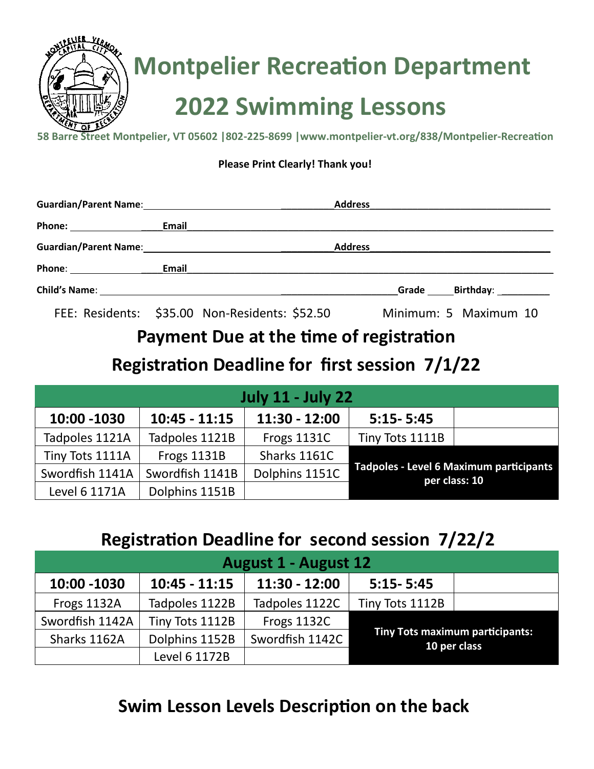# Montpelier Recreation Department

# 2022 Swimming Lessons

**58 Barre Street Montpelier, VT 05602 |802-225-8699 |www.montpelier-vt.org/838/Montpelier-Recreation**

**Please Print Clearly! Thank you!**

**Guardian/Parent Name**:_________________________________ **Address**_________________________________

**Phone:** _______________ **Email**_________________________________________________________

**Guardian/Parent Name**:_________________________________ **Address**_________________________________

**Phone**: _______________ **Email**_________________________________________________________

**Child's Name**: _______________________________________________ **Grade** _____ **Birthday**: __________

FEE: Residents: $35.00 Non-Residents: $52.50 Minimum: 5 Maximum 10

## Payment Due at the time of registration

## Registration Deadline for first session 7/1/22

| July 11 - July 22 | | | | |
|---|---|---|---|---|
| **10:00 -1030** | **10:45 - 11:15** | **11:30 - 12:00** | **5:15- 5:45** | |
| Tadpoles 1121A | Tadpoles 1121B | Frogs 1131C | Tiny Tots 1111B | |
| Tiny Tots 1111A | Frogs 1131B | Sharks 1161C | **Tadpoles - Level 6 Maximum participants per class: 10** | |
| Swordfish 1141A | Swordfish 1141B | Dolphins 1151C | | |
| Level 6 1171A | Dolphins 1151B | | | |

## Registration Deadline for second session 7/22/2

| August 1 - August 12 | | | | |
|---|---|---|---|---|
| **10:00 -1030** | **10:45 - 11:15** | **11:30 - 12:00** | **5:15- 5:45** | |
| Frogs 1132A | Tadpoles 1122B | Tadpoles 1122C | Tiny Tots 1112B | |
| Swordfish 1142A | Tiny Tots 1112B | Frogs 1132C | **Tiny Tots maximum participants: 10 per class** | |
| Sharks 1162A | Dolphins 1152B | Swordfish 1142C | | |
| | Level 6 1172B | | | |

## Swim Lesson Levels Description on the back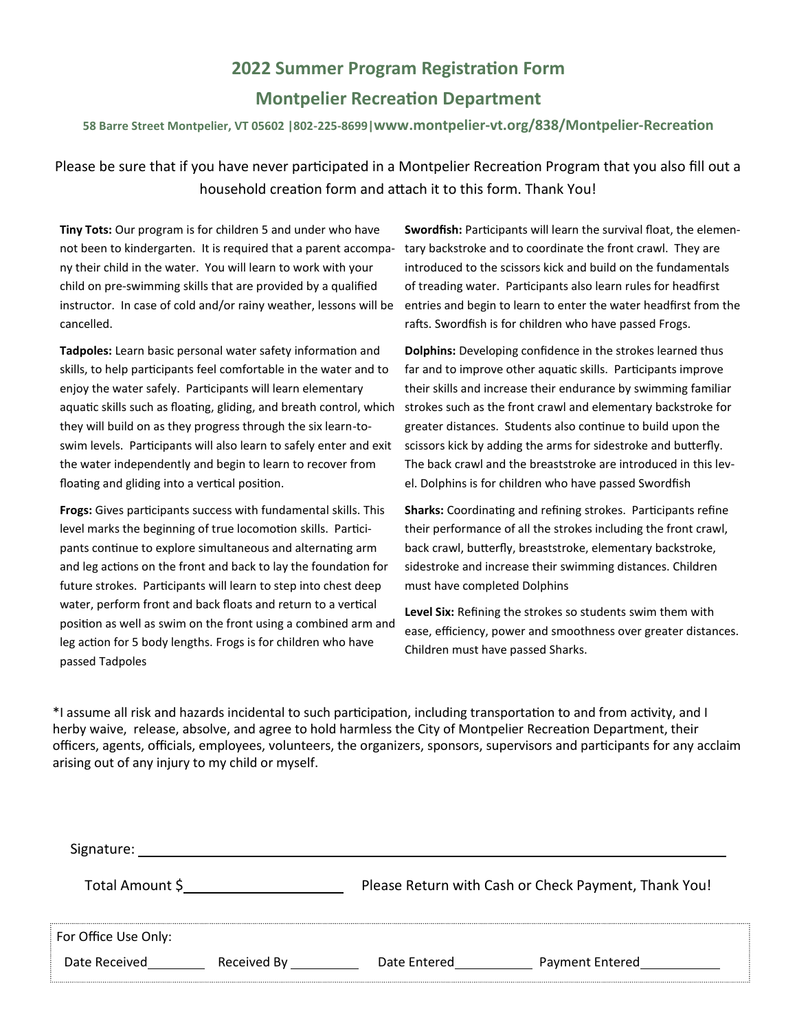## 2022 Summer Program Registration Form

## Montpelier Recreation Department

**58 Barre Street Montpelier, VT 05602 |802-225-8699|www.montpelier-vt.org/838/Montpelier-Recreation**

Please be sure that if you have never participated in a Montpelier Recreation Program that you also fill out a household creation form and attach it to this form. Thank You!

**Tiny Tots:** Our program is for children 5 and under who have not been to kindergarten. It is required that a parent accompany their child in the water. You will learn to work with your child on pre-swimming skills that are provided by a qualified instructor. In case of cold and/or rainy weather, lessons will be cancelled.

**Tadpoles:** Learn basic personal water safety information and skills, to help participants feel comfortable in the water and to enjoy the water safely. Participants will learn elementary aquatic skills such as floating, gliding, and breath control, which they will build on as they progress through the six learn-to-swim levels. Participants will also learn to safely enter and exit the water independently and begin to learn to recover from floating and gliding into a vertical position.

**Frogs:** Gives participants success with fundamental skills. This level marks the beginning of true locomotion skills. Participants continue to explore simultaneous and alternating arm and leg actions on the front and back to lay the foundation for future strokes. Participants will learn to step into chest deep water, perform front and back floats and return to a vertical position as well as swim on the front using a combined arm and leg action for 5 body lengths. Frogs is for children who have passed Tadpoles

**Swordfish:** Participants will learn the survival float, the elementary backstroke and to coordinate the front crawl. They are introduced to the scissors kick and build on the fundamentals of treading water. Participants also learn rules for headfirst entries and begin to learn to enter the water headfirst from the rafts. Swordfish is for children who have passed Frogs.

**Dolphins:** Developing confidence in the strokes learned thus far and to improve other aquatic skills. Participants improve their skills and increase their endurance by swimming familiar strokes such as the front crawl and elementary backstroke for greater distances. Students also continue to build upon the scissors kick by adding the arms for sidestroke and butterfly. The back crawl and the breaststroke are introduced in this level. Dolphins is for children who have passed Swordfish

**Sharks:** Coordinating and refining strokes. Participants refine their performance of all the strokes including the front crawl, back crawl, butterfly, breaststroke, elementary backstroke, sidestroke and increase their swimming distances. Children must have completed Dolphins

**Level Six:** Refining the strokes so students swim them with ease, efficiency, power and smoothness over greater distances. Children must have passed Sharks.

*I assume all risk and hazards incidental to such participation, including transportation to and from activity, and I herby waive, release, absolve, and agree to hold harmless the City of Montpelier Recreation Department, their officers, agents, officials, employees, volunteers, the organizers, sponsors, supervisors and participants for any acclaim arising out of any injury to my child or myself.

Signature: ______________________________________________

Total Amount $____________ Please Return with Cash or Check Payment, Thank You!

For Office Use Only:

Date Received________ Received By ________ Date Entered________ Payment Entered________